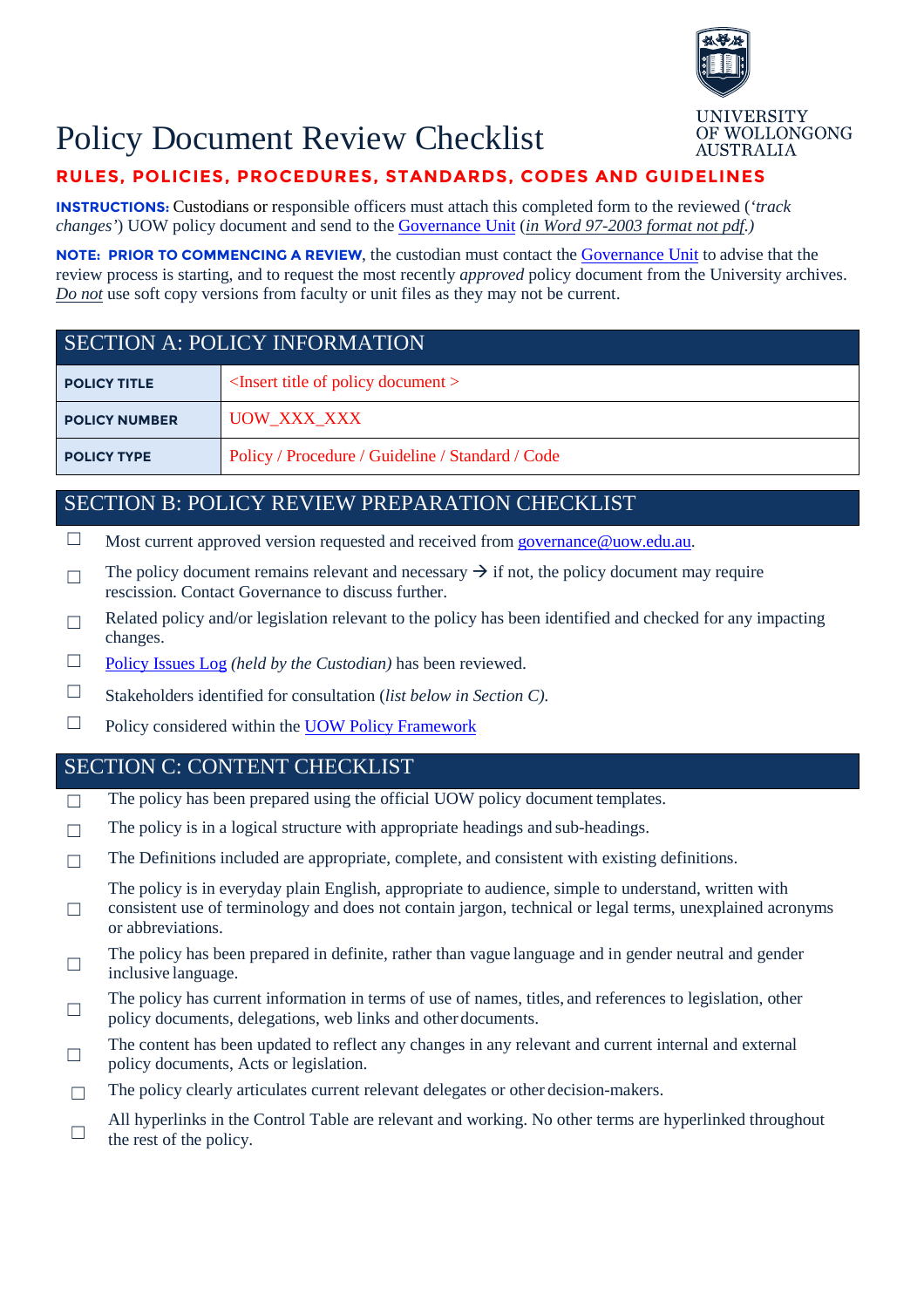# Policy Document Review Checklist

UNIVERSITY OF WOLLONGONG AUSTRALIA

**RULES, POLICIES, PROCEDURES, STANDARDS, CODES AND GUIDELINES**

**INSTRUCTIONS:** Custodians or responsible officers must attach this completed form to the reviewed (*'track changes'*) UOW policy document and send to the Governance Unit (*in Word 97-2003 format not pdf.*)

**NOTE: PRIOR TO COMMENCING A REVIEW**, the custodian must contact the Governance Unit to advise that the review process is starting, and to request the most recently *approved* policy document from the University archives. *Do not* use soft copy versions from faculty or unit files as they may not be current.

## SECTION A: POLICY INFORMATION

| | |
|---|---|
| **POLICY TITLE** | <Insert title of policy document > |
| **POLICY NUMBER** | UOW_XXX_XXX |
| **POLICY TYPE** | Policy / Procedure / Guideline / Standard / Code |

## SECTION B: POLICY REVIEW PREPARATION CHECKLIST

- ☐ Most current approved version requested and received from governance@uow.edu.au.
- ☐ The policy document remains relevant and necessary → if not, the policy document may require rescission. Contact Governance to discuss further.
- ☐ Related policy and/or legislation relevant to the policy has been identified and checked for any impacting changes.
- ☐ Policy Issues Log *(held by the Custodian)* has been reviewed.
- ☐ Stakeholders identified for consultation (*list below in Section C).*
- ☐ Policy considered within the UOW Policy Framework

## SECTION C: CONTENT CHECKLIST

- ☐ The policy has been prepared using the official UOW policy document templates.
- ☐ The policy is in a logical structure with appropriate headings and sub-headings.
- ☐ The Definitions included are appropriate, complete, and consistent with existing definitions.
- ☐ The policy is in everyday plain English, appropriate to audience, simple to understand, written with consistent use of terminology and does not contain jargon, technical or legal terms, unexplained acronyms or abbreviations.
- ☐ The policy has been prepared in definite, rather than vague language and in gender neutral and gender inclusive language.
- ☐ The policy has current information in terms of use of names, titles, and references to legislation, other policy documents, delegations, web links and other documents.
- ☐ The content has been updated to reflect any changes in any relevant and current internal and external policy documents, Acts or legislation.
- ☐ The policy clearly articulates current relevant delegates or other decision-makers.
- ☐ All hyperlinks in the Control Table are relevant and working. No other terms are hyperlinked throughout the rest of the policy.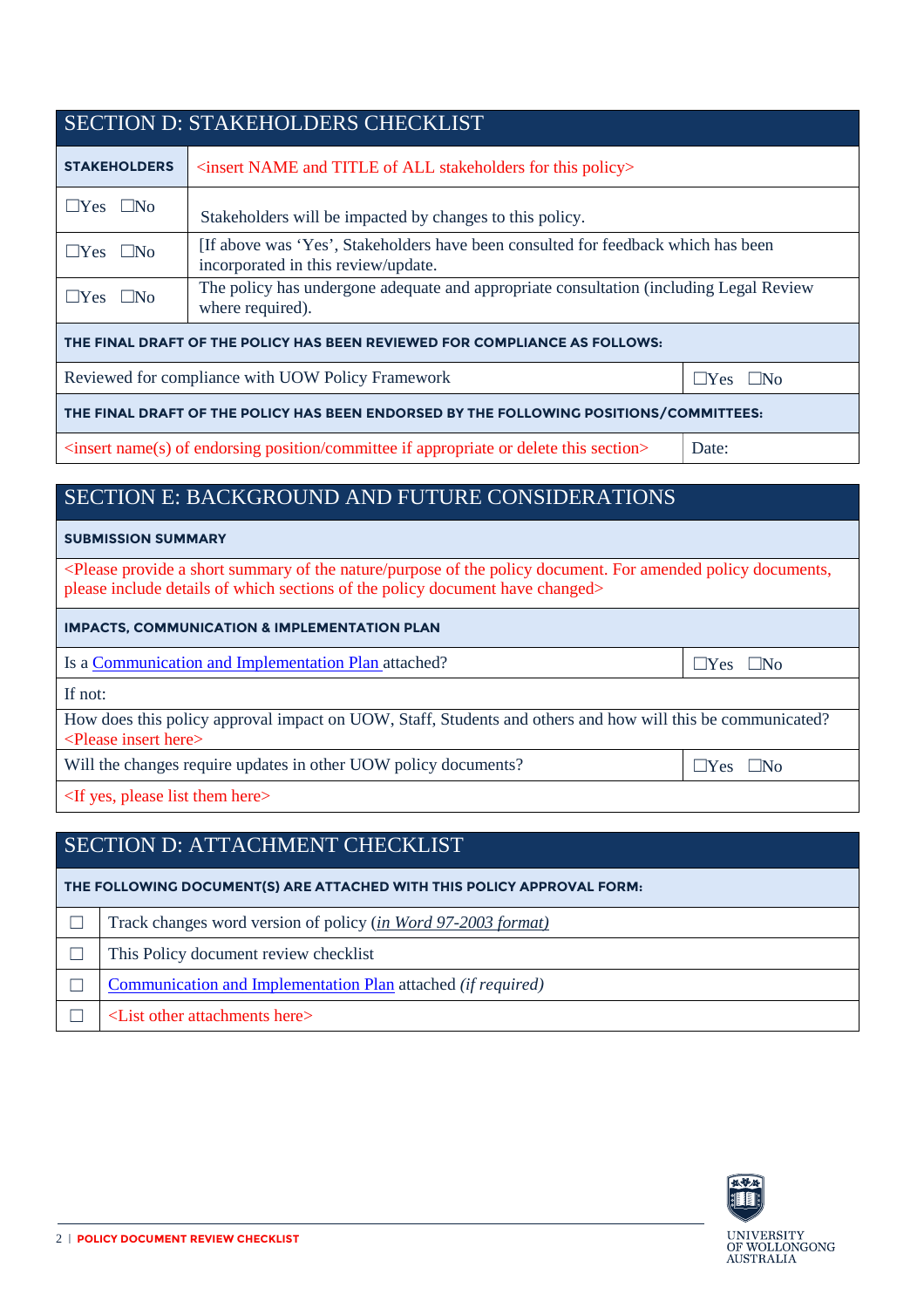## SECTION D: STAKEHOLDERS CHECKLIST

| **STAKEHOLDERS** | <insert NAME and TITLE of ALL stakeholders for this policy> |
|---|---|
| ☐Yes ☐No | Stakeholders will be impacted by changes to this policy. |
| ☐Yes ☐No | [If above was 'Yes', Stakeholders have been consulted for feedback which has been incorporated in this review/update. |
| ☐Yes ☐No | The policy has undergone adequate and appropriate consultation (including Legal Review where required). |

| **THE FINAL DRAFT OF THE POLICY HAS BEEN REVIEWED FOR COMPLIANCE AS FOLLOWS:** | |
|---|---|
| Reviewed for compliance with UOW Policy Framework | ☐Yes ☐No |
| **THE FINAL DRAFT OF THE POLICY HAS BEEN ENDORSED BY THE FOLLOWING POSITIONS/COMMITTEES:** | |
| <insert name(s) of endorsing position/committee if appropriate or delete this section> | Date: |

## SECTION E: BACKGROUND AND FUTURE CONSIDERATIONS

| **SUBMISSION SUMMARY** | |
|---|---|
| <Please provide a short summary of the nature/purpose of the policy document. For amended policy documents, please include details of which sections of the policy document have changed> | |
| **IMPACTS, COMMUNICATION & IMPLEMENTATION PLAN** | |
| Is a Communication and Implementation Plan attached? | ☐Yes ☐No |
| If not: | |
| How does this policy approval impact on UOW, Staff, Students and others and how will this be communicated? <Please insert here> | |
| Will the changes require updates in other UOW policy documents? | ☐Yes ☐No |
| <If yes, please list them here> | |

## SECTION D: ATTACHMENT CHECKLIST

| **THE FOLLOWING DOCUMENT(S) ARE ATTACHED WITH THIS POLICY APPROVAL FORM:** | |
|---|---|
| ☐ | Track changes word version of policy (*in Word 97-2003 format)* |
| ☐ | This Policy document review checklist |
| ☐ | Communication and Implementation Plan attached *(if required)* |
| ☐ | <List other attachments here> |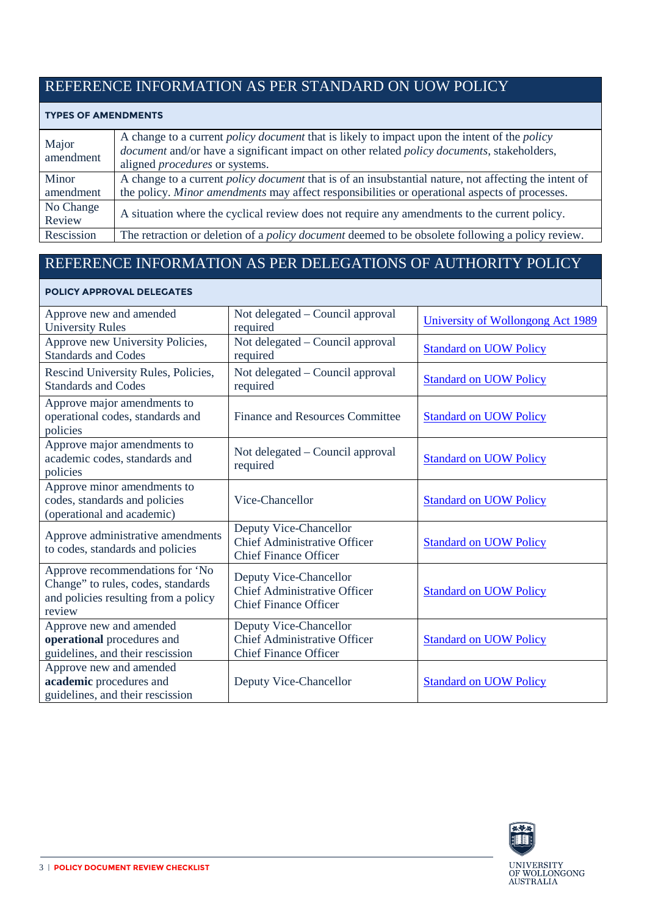## REFERENCE INFORMATION AS PER STANDARD ON UOW POLICY

| **TYPES OF AMENDMENTS** | |
|---|---|
| Major amendment | A change to a current *policy document* that is likely to impact upon the intent of the *policy document* and/or have a significant impact on other related *policy documents*, stakeholders, aligned *procedures* or systems. |
| Minor amendment | A change to a current *policy document* that is of an insubstantial nature, not affecting the intent of the policy. *Minor amendments* may affect responsibilities or operational aspects of processes. |
| No Change Review | A situation where the cyclical review does not require any amendments to the current policy. |
| Rescission | The retraction or deletion of a *policy document* deemed to be obsolete following a policy review. |

## REFERENCE INFORMATION AS PER DELEGATIONS OF AUTHORITY POLICY

| **POLICY APPROVAL DELEGATES** | | |
|---|---|---|
| Approve new and amended University Rules | Not delegated – Council approval required | University of Wollongong Act 1989 |
| Approve new University Policies, Standards and Codes | Not delegated – Council approval required | Standard on UOW Policy |
| Rescind University Rules, Policies, Standards and Codes | Not delegated – Council approval required | Standard on UOW Policy |
| Approve major amendments to operational codes, standards and policies | Finance and Resources Committee | Standard on UOW Policy |
| Approve major amendments to academic codes, standards and policies | Not delegated – Council approval required | Standard on UOW Policy |
| Approve minor amendments to codes, standards and policies (operational and academic) | Vice-Chancellor | Standard on UOW Policy |
| Approve administrative amendments to codes, standards and policies | Deputy Vice-Chancellor<br>Chief Administrative Officer<br>Chief Finance Officer | Standard on UOW Policy |
| Approve recommendations for 'No Change" to rules, codes, standards and policies resulting from a policy review | Deputy Vice-Chancellor<br>Chief Administrative Officer<br>Chief Finance Officer | Standard on UOW Policy |
| Approve new and amended **operational** procedures and guidelines, and their rescission | Deputy Vice-Chancellor<br>Chief Administrative Officer<br>Chief Finance Officer | Standard on UOW Policy |
| Approve new and amended **academic** procedures and guidelines, and their rescission | Deputy Vice-Chancellor | Standard on UOW Policy |